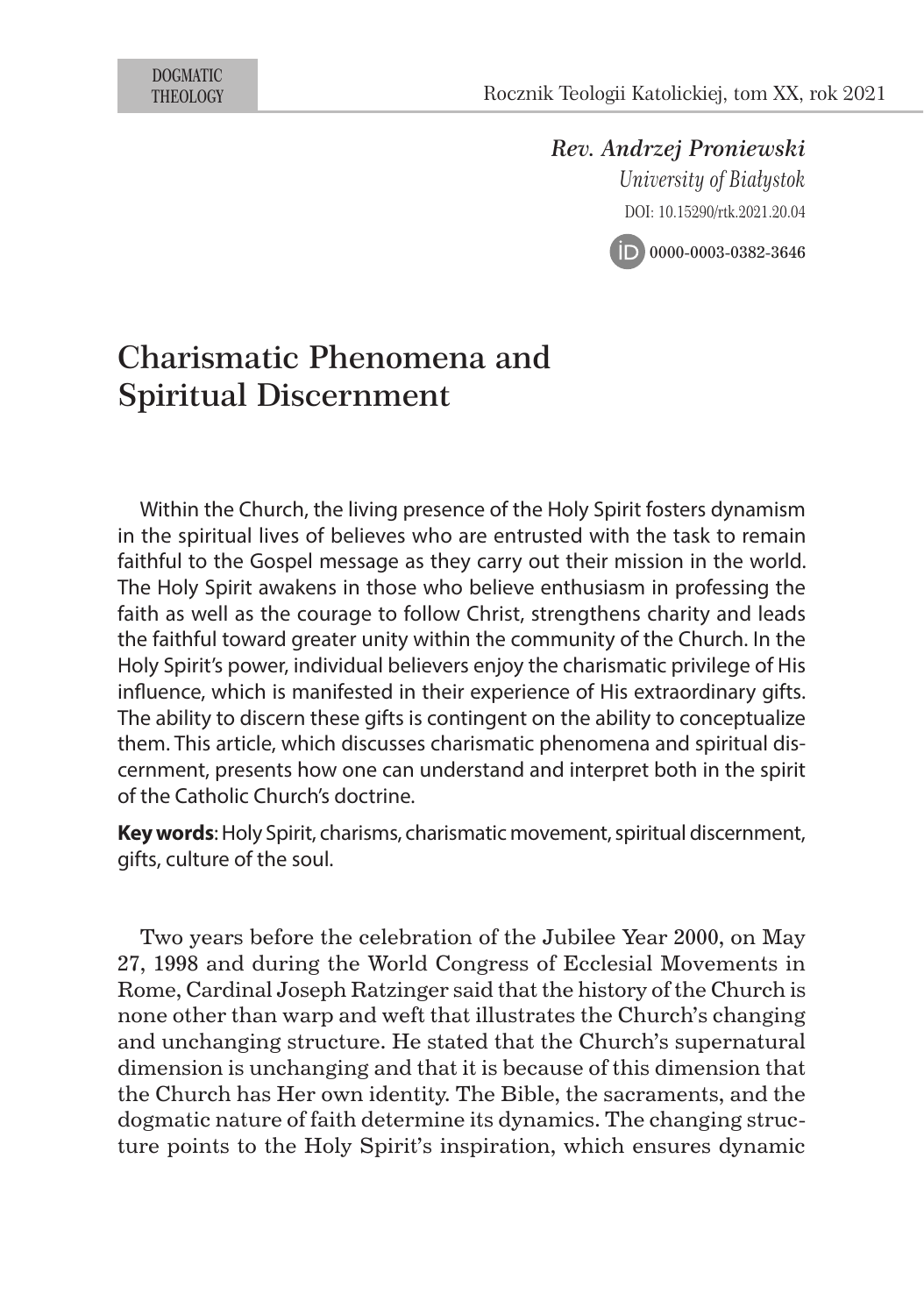DOGMATIC THEOLOGY

*Rev. Andrzej Proniewski*
*University of Białystok*
DOI: 10.15290/rtk.2021.20.04
0000-0003-0382-3646

# Charismatic Phenomena and Spiritual Discernment

Within the Church, the living presence of the Holy Spirit fosters dynamism in the spiritual lives of believes who are entrusted with the task to remain faithful to the Gospel message as they carry out their mission in the world. The Holy Spirit awakens in those who believe enthusiasm in professing the faith as well as the courage to follow Christ, strengthens charity and leads the faithful toward greater unity within the community of the Church. In the Holy Spirit's power, individual believers enjoy the charismatic privilege of His influence, which is manifested in their experience of His extraordinary gifts. The ability to discern these gifts is contingent on the ability to conceptualize them. This article, which discusses charismatic phenomena and spiritual discernment, presents how one can understand and interpret both in the spirit of the Catholic Church's doctrine.

**Key words**: Holy Spirit, charisms, charismatic movement, spiritual discernment, gifts, culture of the soul.

Two years before the celebration of the Jubilee Year 2000, on May 27, 1998 and during the World Congress of Ecclesial Movements in Rome, Cardinal Joseph Ratzinger said that the history of the Church is none other than warp and weft that illustrates the Church's changing and unchanging structure. He stated that the Church's supernatural dimension is unchanging and that it is because of this dimension that the Church has Her own identity. The Bible, the sacraments, and the dogmatic nature of faith determine its dynamics. The changing structure points to the Holy Spirit's inspiration, which ensures dynamic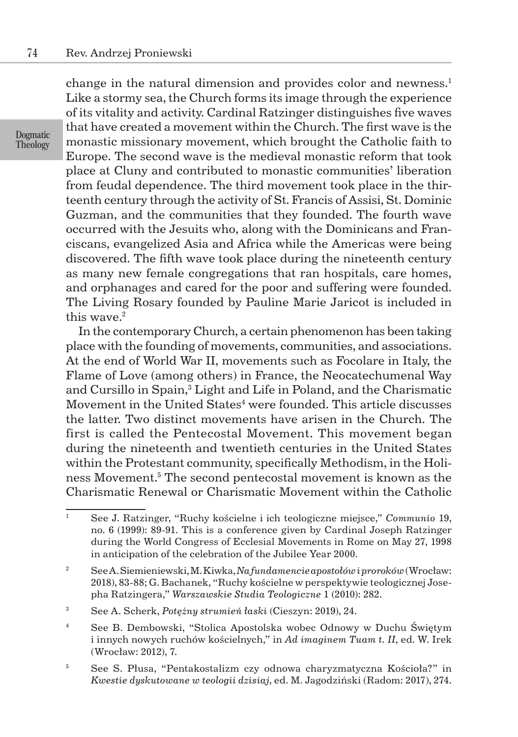change in the natural dimension and provides color and newness.[1] Like a stormy sea, the Church forms its image through the experience of its vitality and activity. Cardinal Ratzinger distinguishes five waves that have created a movement within the Church. The first wave is the monastic missionary movement, which brought the Catholic faith to Europe. The second wave is the medieval monastic reform that took place at Cluny and contributed to monastic communities' liberation from feudal dependence. The third movement took place in the thirteenth century through the activity of St. Francis of Assisi, St. Dominic Guzman, and the communities that they founded. The fourth wave occurred with the Jesuits who, along with the Dominicans and Franciscans, evangelized Asia and Africa while the Americas were being discovered. The fifth wave took place during the nineteenth century as many new female congregations that ran hospitals, care homes, and orphanages and cared for the poor and suffering were founded. The Living Rosary founded by Pauline Marie Jaricot is included in this wave.[2]

In the contemporary Church, a certain phenomenon has been taking place with the founding of movements, communities, and associations. At the end of World War II, movements such as Focolare in Italy, the Flame of Love (among others) in France, the Neocatechumenal Way and Cursillo in Spain,[3] Light and Life in Poland, and the Charismatic Movement in the United States[4] were founded. This article discusses the latter. Two distinct movements have arisen in the Church. The first is called the Pentecostal Movement. This movement began during the nineteenth and twentieth centuries in the United States within the Protestant community, specifically Methodism, in the Holiness Movement.[5] The second pentecostal movement is known as the Charismatic Renewal or Charismatic Movement within the Catholic

---

[1] See J. Ratzinger, "Ruchy kościelne i ich teologiczne miejsce," *Communio* 19, no. 6 (1999): 89-91. This is a conference given by Cardinal Joseph Ratzinger during the World Congress of Ecclesial Movements in Rome on May 27, 1998 in anticipation of the celebration of the Jubilee Year 2000.

[2] See A. Siemieniewski, M. Kiwka, *Na fundamencie apostołów i proroków* (Wrocław: 2018), 83-88; G. Bachanek, "Ruchy kościelne w perspektywie teologicznej Josepha Ratzingera," *Warszawskie Studia Teologiczne* 1 (2010): 282.

[3] See A. Scherk, *Potężny strumień łaski* (Cieszyn: 2019), 24.

[4] See B. Dembowski, "Stolica Apostolska wobec Odnowy w Duchu Świętym i innych nowych ruchów kościelnych," in *Ad imaginem Tuam t. II*, ed. W. Irek (Wrocław: 2012), 7.

[5] See S. Płusa, "Pentakostalizm czy odnowa charyzmatyczna Kościoła?" in *Kwestie dyskutowane w teologii dzisiaj*, ed. M. Jagodziński (Radom: 2017), 274.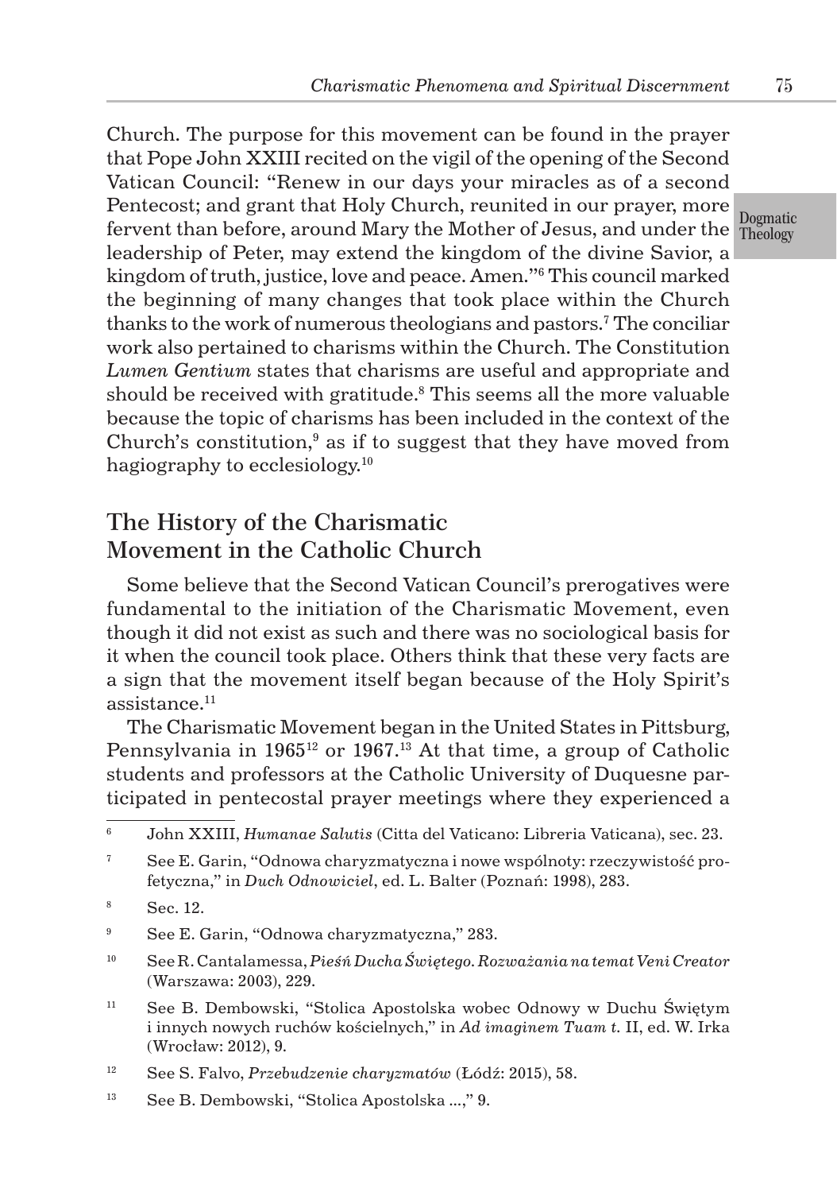Church. The purpose for this movement can be found in the prayer that Pope John XXIII recited on the vigil of the opening of the Second Vatican Council: "Renew in our days your miracles as of a second Pentecost; and grant that Holy Church, reunited in our prayer, more fervent than before, around Mary the Mother of Jesus, and under the leadership of Peter, may extend the kingdom of the divine Savior, a kingdom of truth, justice, love and peace. Amen."[6] This council marked the beginning of many changes that took place within the Church thanks to the work of numerous theologians and pastors.[7] The conciliar work also pertained to charisms within the Church. The Constitution *Lumen Gentium* states that charisms are useful and appropriate and should be received with gratitude.[8] This seems all the more valuable because the topic of charisms has been included in the context of the Church's constitution,[9] as if to suggest that they have moved from hagiography to ecclesiology.[10]

## The History of the Charismatic Movement in the Catholic Church

Some believe that the Second Vatican Council's prerogatives were fundamental to the initiation of the Charismatic Movement, even though it did not exist as such and there was no sociological basis for it when the council took place. Others think that these very facts are a sign that the movement itself began because of the Holy Spirit's assistance.[11]

The Charismatic Movement began in the United States in Pittsburg, Pennsylvania in 1965[12] or 1967.[13] At that time, a group of Catholic students and professors at the Catholic University of Duquesne participated in pentecostal prayer meetings where they experienced a

---

6 John XXIII, *Humanae Salutis* (Citta del Vaticano: Libreria Vaticana), sec. 23.

7 See E. Garin, "Odnowa charyzmatyczna i nowe wspólnoty: rzeczywistość profetyczna," in *Duch Odnowiciel*, ed. L. Balter (Poznań: 1998), 283.

8 Sec. 12.

9 See E. Garin, "Odnowa charyzmatyczna," 283.

10 See R. Cantalamessa, *Pieśń Ducha Świętego. Rozważania na temat Veni Creator* (Warszawa: 2003), 229.

11 See B. Dembowski, "Stolica Apostolska wobec Odnowy w Duchu Świętym i innych nowych ruchów kościelnych," in *Ad imaginem Tuam t.* II, ed. W. Irka (Wrocław: 2012), 9.

12 See S. Falvo, *Przebudzenie charyzmatów* (Łódź: 2015), 58.

13 See B. Dembowski, "Stolica Apostolska ...," 9.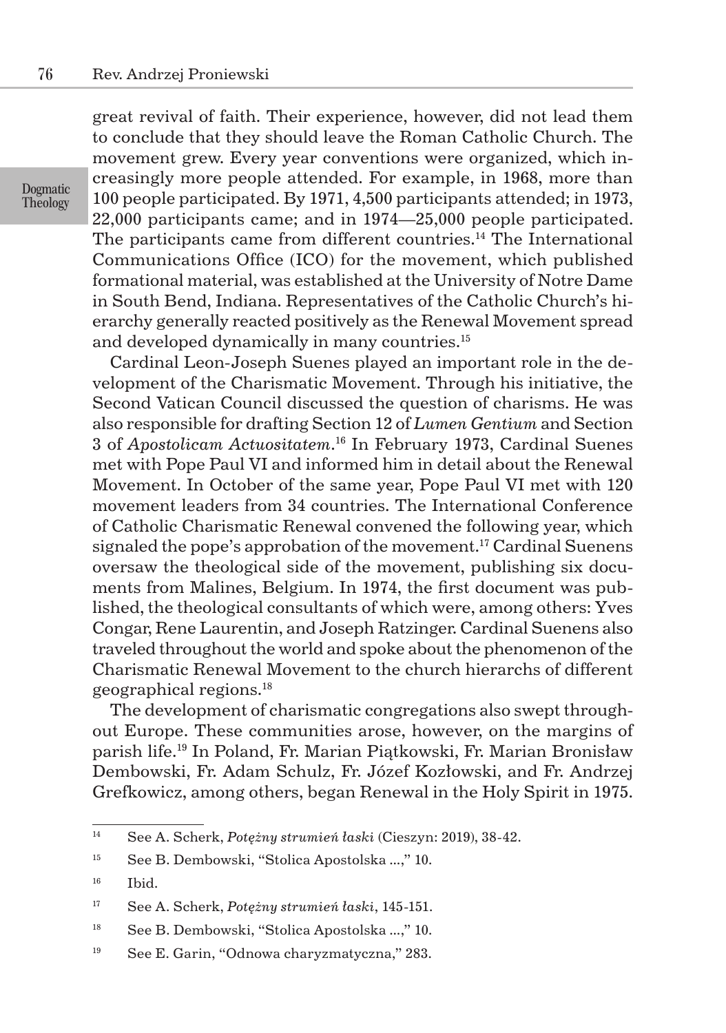great revival of faith. Their experience, however, did not lead them to conclude that they should leave the Roman Catholic Church. The movement grew. Every year conventions were organized, which increasingly more people attended. For example, in 1968, more than 100 people participated. By 1971, 4,500 participants attended; in 1973, 22,000 participants came; and in 1974—25,000 people participated. The participants came from different countries.[14] The International Communications Office (ICO) for the movement, which published formational material, was established at the University of Notre Dame in South Bend, Indiana. Representatives of the Catholic Church's hierarchy generally reacted positively as the Renewal Movement spread and developed dynamically in many countries.[15]

Cardinal Leon-Joseph Suenes played an important role in the development of the Charismatic Movement. Through his initiative, the Second Vatican Council discussed the question of charisms. He was also responsible for drafting Section 12 of *Lumen Gentium* and Section 3 of *Apostolicam Actuositatem*.[16] In February 1973, Cardinal Suenes met with Pope Paul VI and informed him in detail about the Renewal Movement. In October of the same year, Pope Paul VI met with 120 movement leaders from 34 countries. The International Conference of Catholic Charismatic Renewal convened the following year, which signaled the pope's approbation of the movement.[17] Cardinal Suenens oversaw the theological side of the movement, publishing six documents from Malines, Belgium. In 1974, the first document was published, the theological consultants of which were, among others: Yves Congar, Rene Laurentin, and Joseph Ratzinger. Cardinal Suenens also traveled throughout the world and spoke about the phenomenon of the Charismatic Renewal Movement to the church hierarchs of different geographical regions.[18]

The development of charismatic congregations also swept throughout Europe. These communities arose, however, on the margins of parish life.[19] In Poland, Fr. Marian Piątkowski, Fr. Marian Bronisław Dembowski, Fr. Adam Schulz, Fr. Józef Kozłowski, and Fr. Andrzej Grefkowicz, among others, began Renewal in the Holy Spirit in 1975.

---

[14] See A. Scherk, *Potężny strumień łaski* (Cieszyn: 2019), 38-42.

[15] See B. Dembowski, "Stolica Apostolska ...," 10.

[16] Ibid.

[17] See A. Scherk, *Potężny strumień łaski*, 145-151.

[18] See B. Dembowski, "Stolica Apostolska ...," 10.

[19] See E. Garin, "Odnowa charyzmatyczna," 283.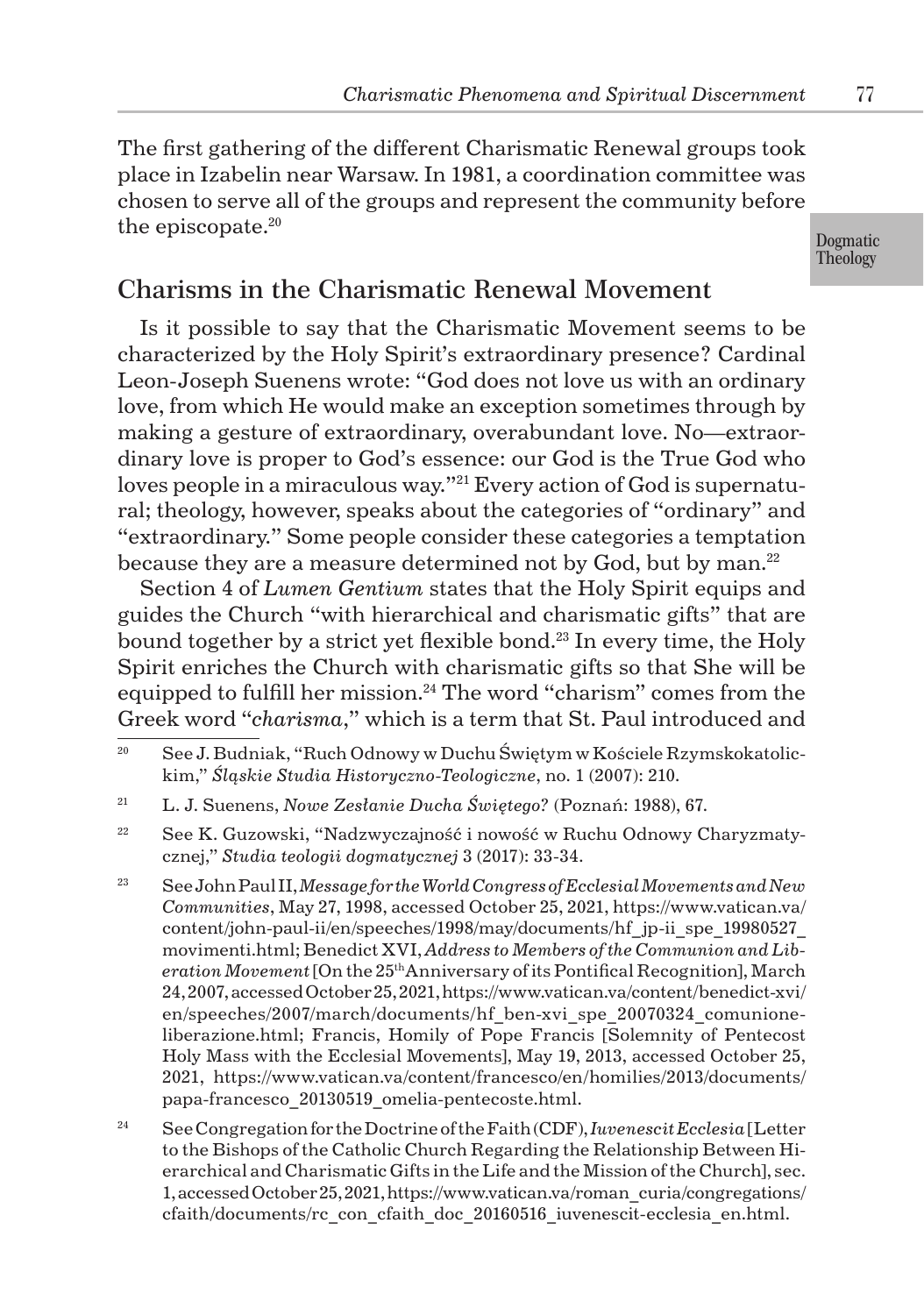The first gathering of the different Charismatic Renewal groups took place in Izabelin near Warsaw. In 1981, a coordination committee was chosen to serve all of the groups and represent the community before the episcopate.[20]

## Charisms in the Charismatic Renewal Movement

Is it possible to say that the Charismatic Movement seems to be characterized by the Holy Spirit's extraordinary presence? Cardinal Leon-Joseph Suenens wrote: "God does not love us with an ordinary love, from which He would make an exception sometimes through by making a gesture of extraordinary, overabundant love. No—extraordinary love is proper to God's essence: our God is the True God who loves people in a miraculous way."[21] Every action of God is supernatural; theology, however, speaks about the categories of "ordinary" and "extraordinary." Some people consider these categories a temptation because they are a measure determined not by God, but by man.[22]

Section 4 of *Lumen Gentium* states that the Holy Spirit equips and guides the Church "with hierarchical and charismatic gifts" that are bound together by a strict yet flexible bond.[23] In every time, the Holy Spirit enriches the Church with charismatic gifts so that She will be equipped to fulfill her mission.[24] The word "charism" comes from the Greek word "*charisma*," which is a term that St. Paul introduced and

---

[20] See J. Budniak, "Ruch Odnowy w Duchu Świętym w Kościele Rzymskokatolickim," *Śląskie Studia Historyczno-Teologiczne*, no. 1 (2007): 210.

[21] L. J. Suenens, *Nowe Zesłanie Ducha Świętego?* (Poznań: 1988), 67.

[22] See K. Guzowski, "Nadzwyczajność i nowość w Ruchu Odnowy Charyzmatycznej," *Studia teologii dogmatycznej* 3 (2017): 33-34.

[23] See John Paul II, *Message for the World Congress of Ecclesial Movements and New Communities*, May 27, 1998, accessed October 25, 2021, https://www.vatican.va/content/john-paul-ii/en/speeches/1998/may/documents/hf_jp-ii_spe_19980527_movimenti.html; Benedict XVI, *Address to Members of the Communion and Liberation Movement* [On the 25th Anniversary of its Pontifical Recognition], March 24, 2007, accessed October 25, 2021, https://www.vatican.va/content/benedict-xvi/en/speeches/2007/march/documents/hf_ben-xvi_spe_20070324_comunione-liberazione.html; Francis, Homily of Pope Francis [Solemnity of Pentecost Holy Mass with the Ecclesial Movements], May 19, 2013, accessed October 25, 2021, https://www.vatican.va/content/francesco/en/homilies/2013/documents/papa-francesco_20130519_omelia-pentecoste.html.

[24] See Congregation for the Doctrine of the Faith (CDF), *Iuvenescit Ecclesia* [Letter to the Bishops of the Catholic Church Regarding the Relationship Between Hierarchical and Charismatic Gifts in the Life and the Mission of the Church], sec. 1, accessed October 25, 2021, https://www.vatican.va/roman_curia/congregations/cfaith/documents/rc_con_cfaith_doc_20160516_iuvenescit-ecclesia_en.html.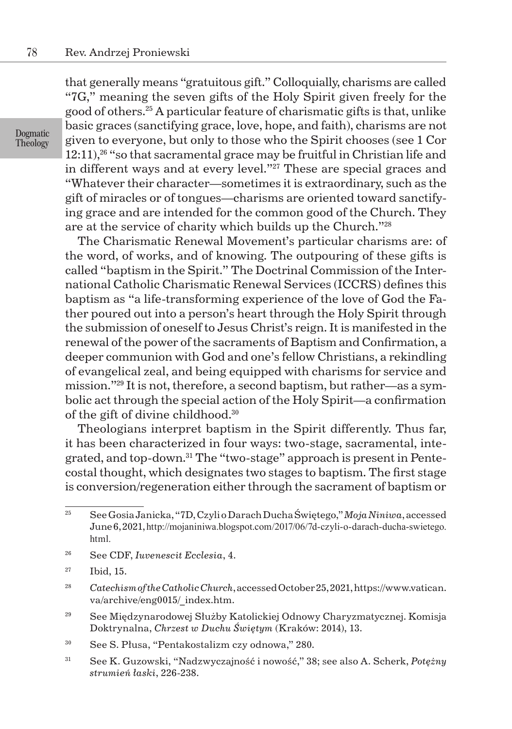that generally means "gratuitous gift." Colloquially, charisms are called "7G," meaning the seven gifts of the Holy Spirit given freely for the good of others.[25] A particular feature of charismatic gifts is that, unlike basic graces (sanctifying grace, love, hope, and faith), charisms are not given to everyone, but only to those who the Spirit chooses (see 1 Cor 12:11),[26] "so that sacramental grace may be fruitful in Christian life and in different ways and at every level."[27] These are special graces and "Whatever their character—sometimes it is extraordinary, such as the gift of miracles or of tongues—charisms are oriented toward sanctifying grace and are intended for the common good of the Church. They are at the service of charity which builds up the Church."[28]

The Charismatic Renewal Movement's particular charisms are: of the word, of works, and of knowing. The outpouring of these gifts is called "baptism in the Spirit." The Doctrinal Commission of the International Catholic Charismatic Renewal Services (ICCRS) defines this baptism as "a life-transforming experience of the love of God the Father poured out into a person's heart through the Holy Spirit through the submission of oneself to Jesus Christ's reign. It is manifested in the renewal of the power of the sacraments of Baptism and Confirmation, a deeper communion with God and one's fellow Christians, a rekindling of evangelical zeal, and being equipped with charisms for service and mission."[29] It is not, therefore, a second baptism, but rather—as a symbolic act through the special action of the Holy Spirit—a confirmation of the gift of divine childhood.[30]

Theologians interpret baptism in the Spirit differently. Thus far, it has been characterized in four ways: two-stage, sacramental, integrated, and top-down.[31] The "two-stage" approach is present in Pentecostal thought, which designates two stages to baptism. The first stage is conversion/regeneration either through the sacrament of baptism or

---

[25] See Gosia Janicka, "7D, Czyli o Darach Ducha Świętego," *Moja Niniwa*, accessed June 6, 2021, http://mojaniniwa.blogspot.com/2017/06/7d-czyli-o-darach-ducha-swietego.html.

[26] See CDF, *Iuvenescit Ecclesia*, 4.

[27] Ibid, 15.

[28] *Catechism of the Catholic Church*, accessed October 25, 2021, https://www.vatican.va/archive/eng0015/_index.htm.

[29] See Międzynarodowej Służby Katolickiej Odnowy Charyzmatycznej. Komisja Doktrynalna, *Chrzest w Duchu Świętym* (Kraków: 2014), 13.

[30] See S. Płusa, "Pentakostalizm czy odnowa," 280.

[31] See K. Guzowski, "Nadzwyczajność i nowość," 38; see also A. Scherk, *Potężny strumień łaski*, 226-238.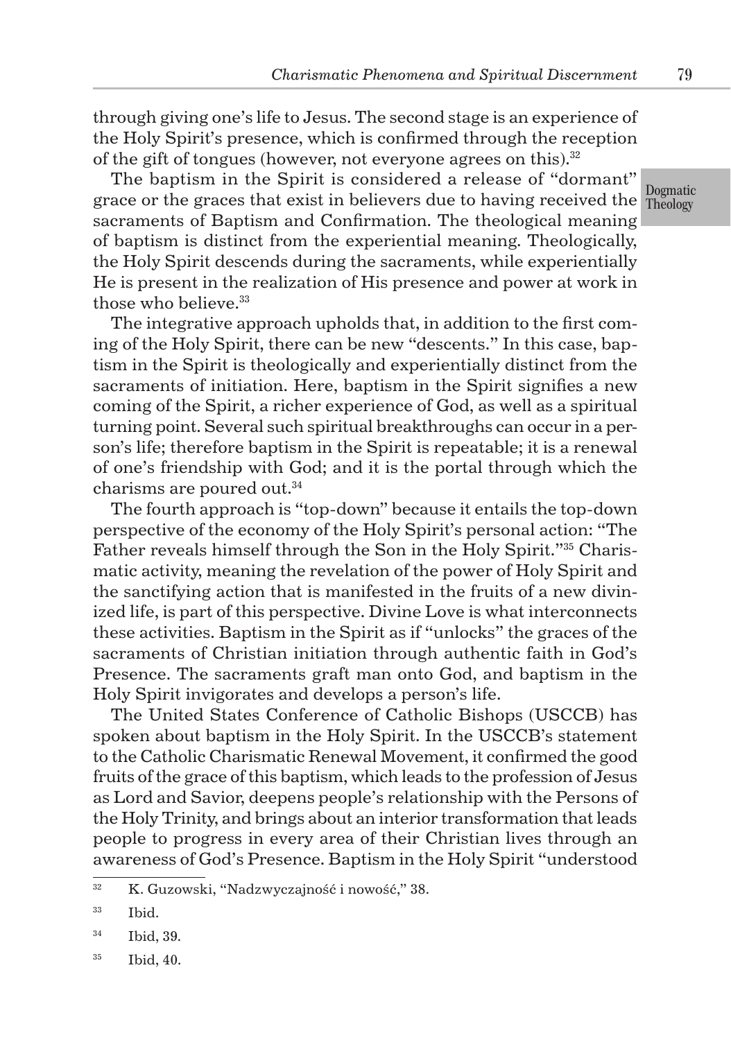through giving one's life to Jesus. The second stage is an experience of the Holy Spirit's presence, which is confirmed through the reception of the gift of tongues (however, not everyone agrees on this).[32]

The baptism in the Spirit is considered a release of "dormant" grace or the graces that exist in believers due to having received the sacraments of Baptism and Confirmation. The theological meaning of baptism is distinct from the experiential meaning. Theologically, the Holy Spirit descends during the sacraments, while experientially He is present in the realization of His presence and power at work in those who believe.[33]

The integrative approach upholds that, in addition to the first coming of the Holy Spirit, there can be new "descents." In this case, baptism in the Spirit is theologically and experientially distinct from the sacraments of initiation. Here, baptism in the Spirit signifies a new coming of the Spirit, a richer experience of God, as well as a spiritual turning point. Several such spiritual breakthroughs can occur in a person's life; therefore baptism in the Spirit is repeatable; it is a renewal of one's friendship with God; and it is the portal through which the charisms are poured out.[34]

The fourth approach is "top-down" because it entails the top-down perspective of the economy of the Holy Spirit's personal action: "The Father reveals himself through the Son in the Holy Spirit."[35] Charismatic activity, meaning the revelation of the power of Holy Spirit and the sanctifying action that is manifested in the fruits of a new divinized life, is part of this perspective. Divine Love is what interconnects these activities. Baptism in the Spirit as if "unlocks" the graces of the sacraments of Christian initiation through authentic faith in God's Presence. The sacraments graft man onto God, and baptism in the Holy Spirit invigorates and develops a person's life.

The United States Conference of Catholic Bishops (USCCB) has spoken about baptism in the Holy Spirit. In the USCCB's statement to the Catholic Charismatic Renewal Movement, it confirmed the good fruits of the grace of this baptism, which leads to the profession of Jesus as Lord and Savior, deepens people's relationship with the Persons of the Holy Trinity, and brings about an interior transformation that leads people to progress in every area of their Christian lives through an awareness of God's Presence. Baptism in the Holy Spirit "understood

---

[32] K. Guzowski, "Nadzwyczajność i nowość," 38.

[33] Ibid.

[34] Ibid, 39.

[35] Ibid, 40.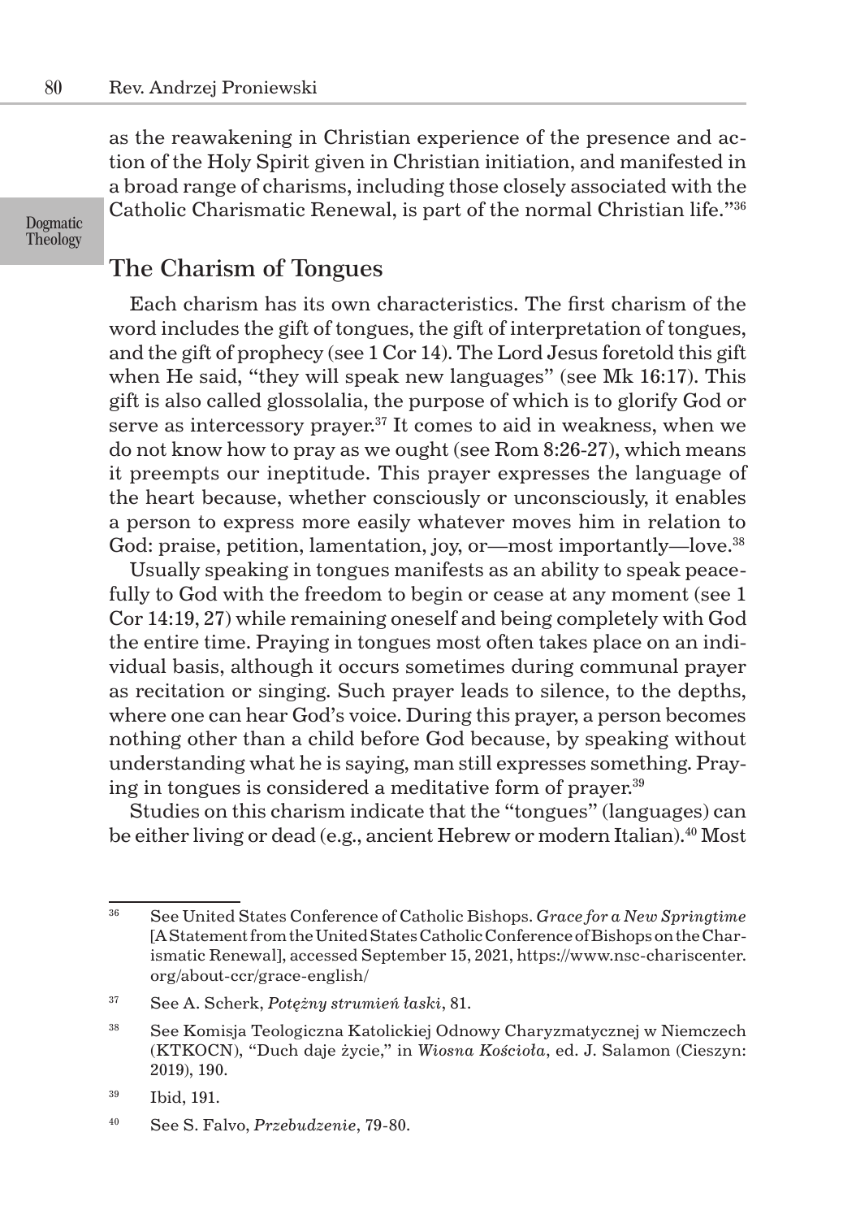as the reawakening in Christian experience of the presence and action of the Holy Spirit given in Christian initiation, and manifested in a broad range of charisms, including those closely associated with the Catholic Charismatic Renewal, is part of the normal Christian life."[36]

## The Charism of Tongues

Each charism has its own characteristics. The first charism of the word includes the gift of tongues, the gift of interpretation of tongues, and the gift of prophecy (see 1 Cor 14). The Lord Jesus foretold this gift when He said, "they will speak new languages" (see Mk 16:17). This gift is also called glossolalia, the purpose of which is to glorify God or serve as intercessory prayer.[37] It comes to aid in weakness, when we do not know how to pray as we ought (see Rom 8:26-27), which means it preempts our ineptitude. This prayer expresses the language of the heart because, whether consciously or unconsciously, it enables a person to express more easily whatever moves him in relation to God: praise, petition, lamentation, joy, or—most importantly—love.[38]

Usually speaking in tongues manifests as an ability to speak peacefully to God with the freedom to begin or cease at any moment (see 1 Cor 14:19, 27) while remaining oneself and being completely with God the entire time. Praying in tongues most often takes place on an individual basis, although it occurs sometimes during communal prayer as recitation or singing. Such prayer leads to silence, to the depths, where one can hear God's voice. During this prayer, a person becomes nothing other than a child before God because, by speaking without understanding what he is saying, man still expresses something. Praying in tongues is considered a meditative form of prayer.[39]

Studies on this charism indicate that the "tongues" (languages) can be either living or dead (e.g., ancient Hebrew or modern Italian).[40] Most

---

[36] See United States Conference of Catholic Bishops. *Grace for a New Springtime* [A Statement from the United States Catholic Conference of Bishops on the Charismatic Renewal], accessed September 15, 2021, https://www.nsc-chariscenter.org/about-ccr/grace-english/

[37] See A. Scherk, *Potężny strumień łaski*, 81.

[38] See Komisja Teologiczna Katolickiej Odnowy Charyzmatycznej w Niemczech (KTKOCN), "Duch daje życie," in *Wiosna Kościoła*, ed. J. Salamon (Cieszyn: 2019), 190.

[39] Ibid, 191.

[40] See S. Falvo, *Przebudzenie*, 79-80.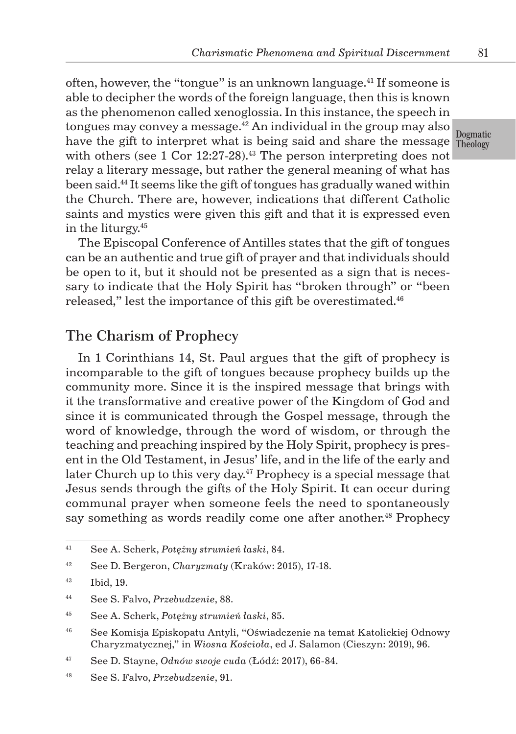often, however, the "tongue" is an unknown language.[41] If someone is able to decipher the words of the foreign language, then this is known as the phenomenon called xenoglossia. In this instance, the speech in tongues may convey a message.[42] An individual in the group may also have the gift to interpret what is being said and share the message with others (see 1 Cor 12:27-28).[43] The person interpreting does not relay a literary message, but rather the general meaning of what has been said.[44] It seems like the gift of tongues has gradually waned within the Church. There are, however, indications that different Catholic saints and mystics were given this gift and that it is expressed even in the liturgy.[45]

The Episcopal Conference of Antilles states that the gift of tongues can be an authentic and true gift of prayer and that individuals should be open to it, but it should not be presented as a sign that is necessary to indicate that the Holy Spirit has "broken through" or "been released," lest the importance of this gift be overestimated.[46]

## The Charism of Prophecy

In 1 Corinthians 14, St. Paul argues that the gift of prophecy is incomparable to the gift of tongues because prophecy builds up the community more. Since it is the inspired message that brings with it the transformative and creative power of the Kingdom of God and since it is communicated through the Gospel message, through the word of knowledge, through the word of wisdom, or through the teaching and preaching inspired by the Holy Spirit, prophecy is present in the Old Testament, in Jesus' life, and in the life of the early and later Church up to this very day.[47] Prophecy is a special message that Jesus sends through the gifts of the Holy Spirit. It can occur during communal prayer when someone feels the need to spontaneously say something as words readily come one after another.[48] Prophecy

---

[41] See A. Scherk, *Potężny strumień łaski*, 84.

[42] See D. Bergeron, *Charyzmaty* (Kraków: 2015), 17-18.

[43] Ibid, 19.

[44] See S. Falvo, *Przebudzenie*, 88.

[45] See A. Scherk, *Potężny strumień łaski*, 85.

[46] See Komisja Episkopatu Antyli, "Oświadczenie na temat Katolickiej Odnowy Charyzmatycznej," in *Wiosna Kościoła*, ed J. Salamon (Cieszyn: 2019), 96.

[47] See D. Stayne, *Odnów swoje cuda* (Łódź: 2017), 66-84.

[48] See S. Falvo, *Przebudzenie*, 91.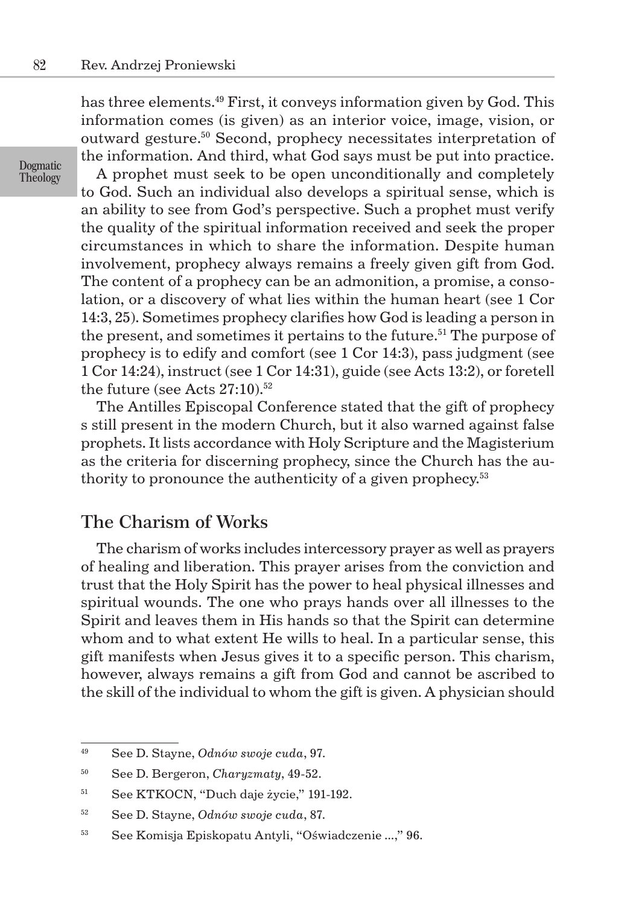has three elements.[49] First, it conveys information given by God. This information comes (is given) as an interior voice, image, vision, or outward gesture.[50] Second, prophecy necessitates interpretation of the information. And third, what God says must be put into practice.

A prophet must seek to be open unconditionally and completely to God. Such an individual also develops a spiritual sense, which is an ability to see from God's perspective. Such a prophet must verify the quality of the spiritual information received and seek the proper circumstances in which to share the information. Despite human involvement, prophecy always remains a freely given gift from God. The content of a prophecy can be an admonition, a promise, a consolation, or a discovery of what lies within the human heart (see 1 Cor 14:3, 25). Sometimes prophecy clarifies how God is leading a person in the present, and sometimes it pertains to the future.[51] The purpose of prophecy is to edify and comfort (see 1 Cor 14:3), pass judgment (see 1 Cor 14:24), instruct (see 1 Cor 14:31), guide (see Acts 13:2), or foretell the future (see Acts 27:10).[52]

The Antilles Episcopal Conference stated that the gift of prophecy s still present in the modern Church, but it also warned against false prophets. It lists accordance with Holy Scripture and the Magisterium as the criteria for discerning prophecy, since the Church has the authority to pronounce the authenticity of a given prophecy.[53]

## The Charism of Works

The charism of works includes intercessory prayer as well as prayers of healing and liberation. This prayer arises from the conviction and trust that the Holy Spirit has the power to heal physical illnesses and spiritual wounds. The one who prays hands over all illnesses to the Spirit and leaves them in His hands so that the Spirit can determine whom and to what extent He wills to heal. In a particular sense, this gift manifests when Jesus gives it to a specific person. This charism, however, always remains a gift from God and cannot be ascribed to the skill of the individual to whom the gift is given. A physician should

---

[49] See D. Stayne, *Odnów swoje cuda*, 97.

[50] See D. Bergeron, *Charyzmaty*, 49-52.

[51] See KTKOCN, "Duch daje życie," 191-192.

[52] See D. Stayne, *Odnów swoje cuda*, 87.

[53] See Komisja Episkopatu Antyli, "Oświadczenie ...," 96.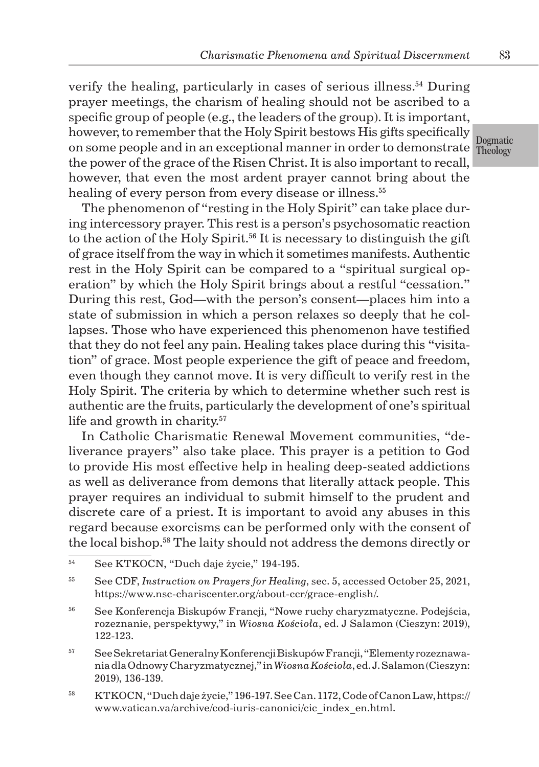verify the healing, particularly in cases of serious illness.[54] During prayer meetings, the charism of healing should not be ascribed to a specific group of people (e.g., the leaders of the group). It is important, however, to remember that the Holy Spirit bestows His gifts specifically on some people and in an exceptional manner in order to demonstrate the power of the grace of the Risen Christ. It is also important to recall, however, that even the most ardent prayer cannot bring about the healing of every person from every disease or illness.[55]

The phenomenon of "resting in the Holy Spirit" can take place during intercessory prayer. This rest is a person's psychosomatic reaction to the action of the Holy Spirit.[56] It is necessary to distinguish the gift of grace itself from the way in which it sometimes manifests. Authentic rest in the Holy Spirit can be compared to a "spiritual surgical operation" by which the Holy Spirit brings about a restful "cessation." During this rest, God—with the person's consent—places him into a state of submission in which a person relaxes so deeply that he collapses. Those who have experienced this phenomenon have testified that they do not feel any pain. Healing takes place during this "visitation" of grace. Most people experience the gift of peace and freedom, even though they cannot move. It is very difficult to verify rest in the Holy Spirit. The criteria by which to determine whether such rest is authentic are the fruits, particularly the development of one's spiritual life and growth in charity.[57]

In Catholic Charismatic Renewal Movement communities, "deliverance prayers" also take place. This prayer is a petition to God to provide His most effective help in healing deep-seated addictions as well as deliverance from demons that literally attack people. This prayer requires an individual to submit himself to the prudent and discrete care of a priest. It is important to avoid any abuses in this regard because exorcisms can be performed only with the consent of the local bishop.[58] The laity should not address the demons directly or

---

[54] See KTKOCN, "Duch daje życie," 194-195.

[55] See CDF, *Instruction on Prayers for Healing*, sec. 5, accessed October 25, 2021, https://www.nsc-chariscenter.org/about-ccr/grace-english/.

[56] See Konferencja Biskupów Francji, "Nowe ruchy charyzmatyczne. Podejścia, rozeznanie, perspektywy," in *Wiosna Kościoła*, ed. J Salamon (Cieszyn: 2019), 122-123.

[57] See Sekretariat Generalny Konferencji Biskupów Francji, "Elementy rozeznawania dla Odnowy Charyzmatycznej," in *Wiosna Kościoła*, ed. J. Salamon (Cieszyn: 2019), 136-139.

[58] KTKOCN, "Duch daje życie," 196-197. See Can. 1172, Code of Canon Law, https://www.vatican.va/archive/cod-iuris-canonici/cic_index_en.html.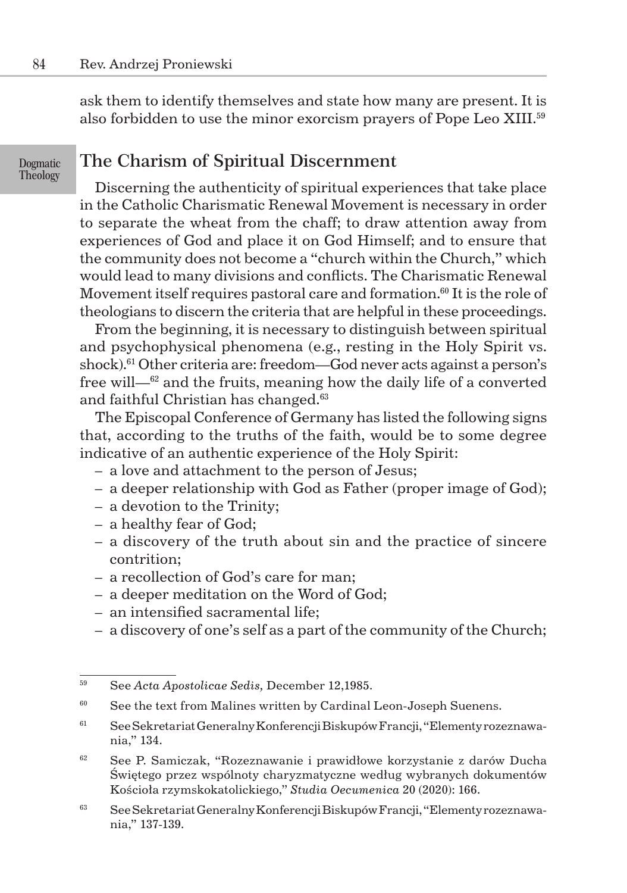ask them to identify themselves and state how many are present. It is also forbidden to use the minor exorcism prayers of Pope Leo XIII.[59]

## The Charism of Spiritual Discernment

Discerning the authenticity of spiritual experiences that take place in the Catholic Charismatic Renewal Movement is necessary in order to separate the wheat from the chaff; to draw attention away from experiences of God and place it on God Himself; and to ensure that the community does not become a "church within the Church," which would lead to many divisions and conflicts. The Charismatic Renewal Movement itself requires pastoral care and formation.[60] It is the role of theologians to discern the criteria that are helpful in these proceedings.

From the beginning, it is necessary to distinguish between spiritual and psychophysical phenomena (e.g., resting in the Holy Spirit vs. shock).[61] Other criteria are: freedom—God never acts against a person's free will—[62] and the fruits, meaning how the daily life of a converted and faithful Christian has changed.[63]

The Episcopal Conference of Germany has listed the following signs that, according to the truths of the faith, would be to some degree indicative of an authentic experience of the Holy Spirit:

- a love and attachment to the person of Jesus;
- a deeper relationship with God as Father (proper image of God);
- a devotion to the Trinity;
- a healthy fear of God;
- a discovery of the truth about sin and the practice of sincere contrition;
- a recollection of God's care for man;
- a deeper meditation on the Word of God;
- an intensified sacramental life;
- a discovery of one's self as a part of the community of the Church;

---

[59] See *Acta Apostolicae Sedis,* December 12,1985.

[60] See the text from Malines written by Cardinal Leon-Joseph Suenens.

[61] See Sekretariat Generalny Konferencji Biskupów Francji, "Elementy rozeznawania," 134.

[62] See P. Samiczak, "Rozeznawanie i prawidłowe korzystanie z darów Ducha Świętego przez wspólnoty charyzmatyczne według wybranych dokumentów Kościoła rzymskokatolickiego," *Studia Oecumenica* 20 (2020): 166.

[63] See Sekretariat Generalny Konferencji Biskupów Francji, "Elementy rozeznawania," 137-139.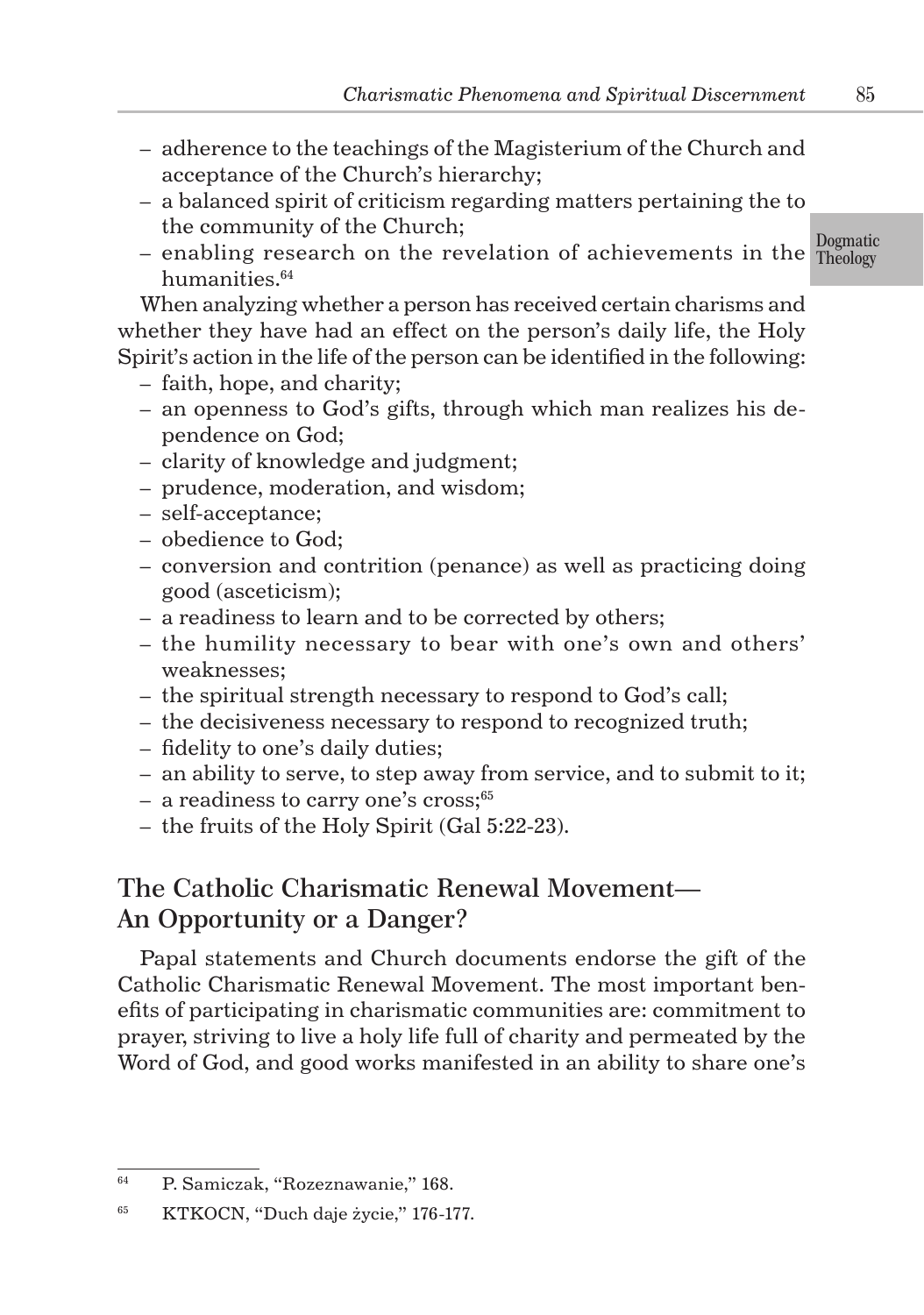- adherence to the teachings of the Magisterium of the Church and acceptance of the Church's hierarchy;
- a balanced spirit of criticism regarding matters pertaining the to the community of the Church;
- enabling research on the revelation of achievements in the humanities.[64]

When analyzing whether a person has received certain charisms and whether they have had an effect on the person's daily life, the Holy Spirit's action in the life of the person can be identified in the following:

- faith, hope, and charity;
- an openness to God's gifts, through which man realizes his dependence on God;
- clarity of knowledge and judgment;
- prudence, moderation, and wisdom;
- self-acceptance;
- obedience to God;
- conversion and contrition (penance) as well as practicing doing good (asceticism);
- a readiness to learn and to be corrected by others;
- the humility necessary to bear with one's own and others' weaknesses;
- the spiritual strength necessary to respond to God's call;
- the decisiveness necessary to respond to recognized truth;
- fidelity to one's daily duties;
- an ability to serve, to step away from service, and to submit to it;
- a readiness to carry one's cross;[65]
- the fruits of the Holy Spirit (Gal 5:22-23).

## The Catholic Charismatic Renewal Movement—An Opportunity or a Danger?

Papal statements and Church documents endorse the gift of the Catholic Charismatic Renewal Movement. The most important benefits of participating in charismatic communities are: commitment to prayer, striving to live a holy life full of charity and permeated by the Word of God, and good works manifested in an ability to share one's

---

[64] P. Samiczak, "Rozeznawanie," 168.

[65] KTKOCN, "Duch daje życie," 176-177.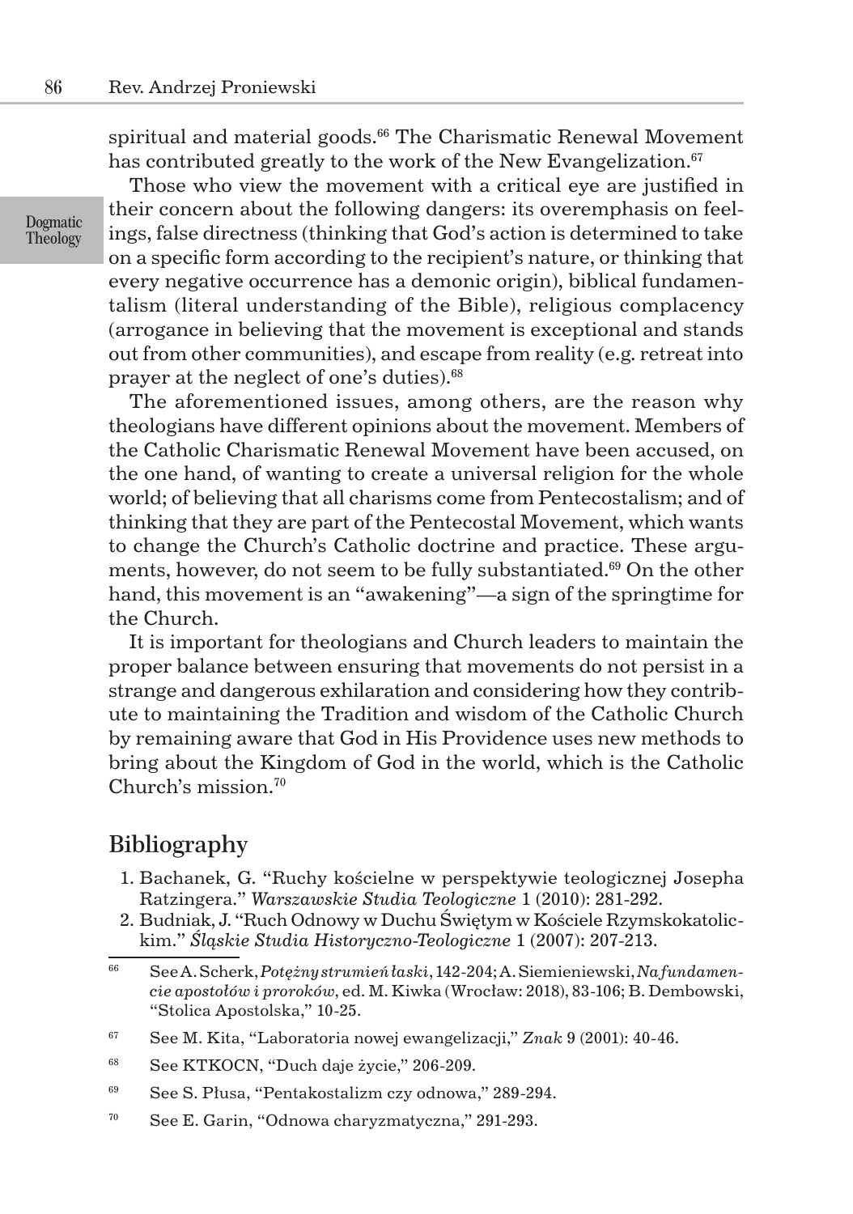spiritual and material goods.[66] The Charismatic Renewal Movement has contributed greatly to the work of the New Evangelization.[67]

Those who view the movement with a critical eye are justified in their concern about the following dangers: its overemphasis on feelings, false directness (thinking that God's action is determined to take on a specific form according to the recipient's nature, or thinking that every negative occurrence has a demonic origin), biblical fundamentalism (literal understanding of the Bible), religious complacency (arrogance in believing that the movement is exceptional and stands out from other communities), and escape from reality (e.g. retreat into prayer at the neglect of one's duties).[68]

The aforementioned issues, among others, are the reason why theologians have different opinions about the movement. Members of the Catholic Charismatic Renewal Movement have been accused, on the one hand, of wanting to create a universal religion for the whole world; of believing that all charisms come from Pentecostalism; and of thinking that they are part of the Pentecostal Movement, which wants to change the Church's Catholic doctrine and practice. These arguments, however, do not seem to be fully substantiated.[69] On the other hand, this movement is an "awakening"—a sign of the springtime for the Church.

It is important for theologians and Church leaders to maintain the proper balance between ensuring that movements do not persist in a strange and dangerous exhilaration and considering how they contribute to maintaining the Tradition and wisdom of the Catholic Church by remaining aware that God in His Providence uses new methods to bring about the Kingdom of God in the world, which is the Catholic Church's mission.[70]

## Bibliography

1. Bachanek, G. "Ruchy kościelne w perspektywie teologicznej Josepha Ratzingera." *Warszawskie Studia Teologiczne* 1 (2010): 281-292.
2. Budniak, J. "Ruch Odnowy w Duchu Świętym w Kościele Rzymskokatolickim." *Śląskie Studia Historyczno-Teologiczne* 1 (2007): 207-213.

---

[66] See A. Scherk, *Potężny strumień łaski*, 142-204; A. Siemieniewski, *Na fundamencie apostołów i proroków*, ed. M. Kiwka (Wrocław: 2018), 83-106; B. Dembowski, "Stolica Apostolska," 10-25.

[67] See M. Kita, "Laboratoria nowej ewangelizacji," *Znak* 9 (2001): 40-46.

[68] See KTKOCN, "Duch daje życie," 206-209.

[69] See S. Płusa, "Pentakostalizm czy odnowa," 289-294.

[70] See E. Garin, "Odnowa charyzmatyczna," 291-293.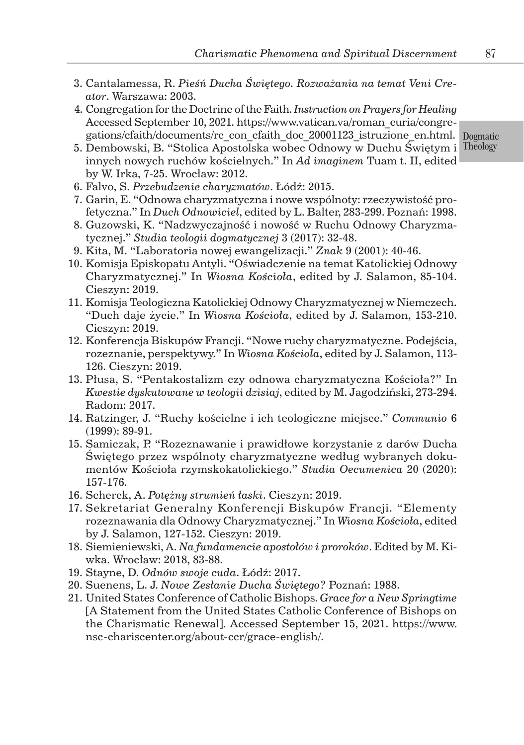3. Cantalamessa, R. *Pieśń Ducha Świętego. Rozważania na temat Veni Creator*. Warszawa: 2003.
4. Congregation for the Doctrine of the Faith. *Instruction on Prayers for Healing* Accessed September 10, 2021. https://www.vatican.va/roman_curia/congregations/cfaith/documents/rc_con_cfaith_doc_20001123_istruzione_en.html.
5. Dembowski, B. "Stolica Apostolska wobec Odnowy w Duchu Świętym i innych nowych ruchów kościelnych." In *Ad imaginem* Tuam t. II, edited by W. Irka, 7-25. Wrocław: 2012.
6. Falvo, S. *Przebudzenie charyzmatów*. Łódź: 2015.
7. Garin, E. "Odnowa charyzmatyczna i nowe wspólnoty: rzeczywistość profetyczna." In *Duch Odnowiciel*, edited by L. Balter, 283-299. Poznań: 1998.
8. Guzowski, K. "Nadzwyczajność i nowość w Ruchu Odnowy Charyzmatycznej." *Studia teologii dogmatycznej* 3 (2017): 32-48.
9. Kita, M. "Laboratoria nowej ewangelizacji." *Znak* 9 (2001): 40-46.
10. Komisja Episkopatu Antyli. "Oświadczenie na temat Katolickiej Odnowy Charyzmatycznej." In *Wiosna Kościoła*, edited by J. Salamon, 85-104. Cieszyn: 2019.
11. Komisja Teologiczna Katolickiej Odnowy Charyzmatycznej w Niemczech. "Duch daje życie." In *Wiosna Kościoła*, edited by J. Salamon, 153-210. Cieszyn: 2019.
12. Konferencja Biskupów Francji. "Nowe ruchy charyzmatyczne. Podejścia, rozeznanie, perspektywy." In *Wiosna Kościoła*, edited by J. Salamon, 113-126. Cieszyn: 2019.
13. Płusa, S. "Pentakostalizm czy odnowa charyzmatyczna Kościoła?" In *Kwestie dyskutowane w teologii dzisiaj*, edited by M. Jagodziński, 273-294. Radom: 2017.
14. Ratzinger, J. "Ruchy kościelne i ich teologiczne miejsce." *Communio* 6 (1999): 89-91.
15. Samiczak, P. "Rozeznawanie i prawidłowe korzystanie z darów Ducha Świętego przez wspólnoty charyzmatyczne według wybranych dokumentów Kościoła rzymskokatolickiego." *Studia Oecumenica* 20 (2020): 157-176.
16. Scherck, A. *Potężny strumień łaski*. Cieszyn: 2019.
17. Sekretariat Generalny Konferencji Biskupów Francji. "Elementy rozeznawania dla Odnowy Charyzmatycznej." In *Wiosna Kościoła*, edited by J. Salamon, 127-152. Cieszyn: 2019.
18. Siemieniewski, A. *Na fundamencie apostołów i proroków*. Edited by M. Kiwka. Wrocław: 2018, 83-88.
19. Stayne, D. *Odnów swoje cuda*. Łódź: 2017.
20. Suenens, L. J. *Nowe Zesłanie Ducha Świętego?* Poznań: 1988.
21. United States Conference of Catholic Bishops. *Grace for a New Springtime* [A Statement from the United States Catholic Conference of Bishops on the Charismatic Renewal]. Accessed September 15, 2021. https://www.nsc-chariscenter.org/about-ccr/grace-english/.